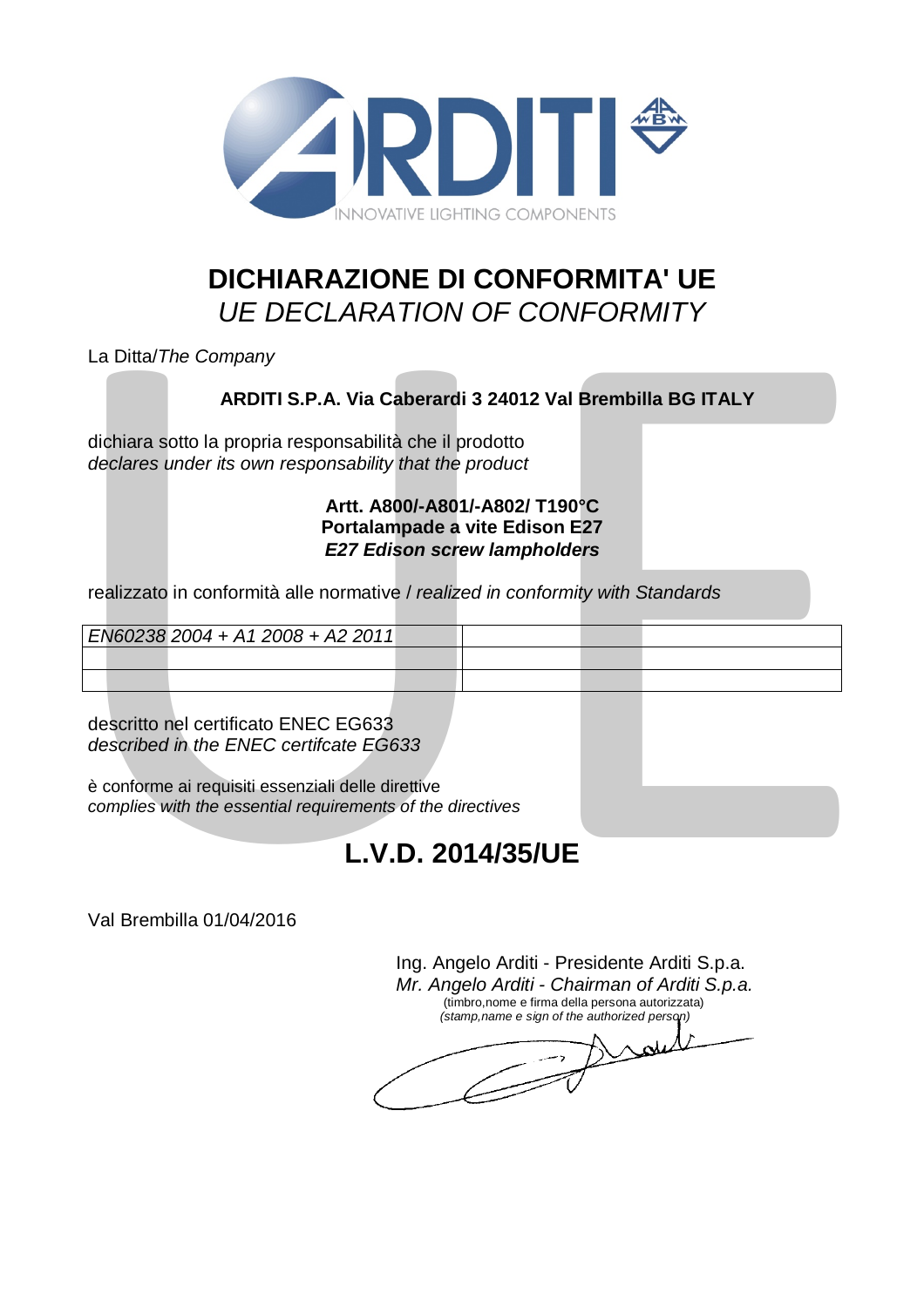# DICHIARAZIONE DI CONFORMITA' UE

*UE DECLARATION OF CONFORMITY*

La Ditta/*The Company*

**ARDITI S.P.A. Via Caberardi 3 24012 Val Brembilla BG ITALY**

dichiara sotto la propria responsabilità che il prodotto
*declares under its own responsability that the product*

**Artt. A800/-A801/-A802/ T190°C**
**Portalampade a vite Edison E27**
***E27 Edison screw lampholders***

realizzato in conformità alle normative / *realized in conformity with Standards*

| *EN60238 2004 + A1 2008 + A2 2011* | |
|---|---|
| | |
| | |

descritto nel certificato ENEC EG633
*described in the ENEC certifcate EG633*

è conforme ai requisiti essenziali delle direttive
*complies with the essential requirements of the directives*

## L.V.D. 2014/35/UE

Val Brembilla 01/04/2016

Ing. Angelo Arditi - Presidente Arditi S.p.a.
*Mr. Angelo Arditi - Chairman of Arditi S.p.a.*
(timbro,nome e firma della persona autorizzata)
*(stamp,name e sign of the authorized person)*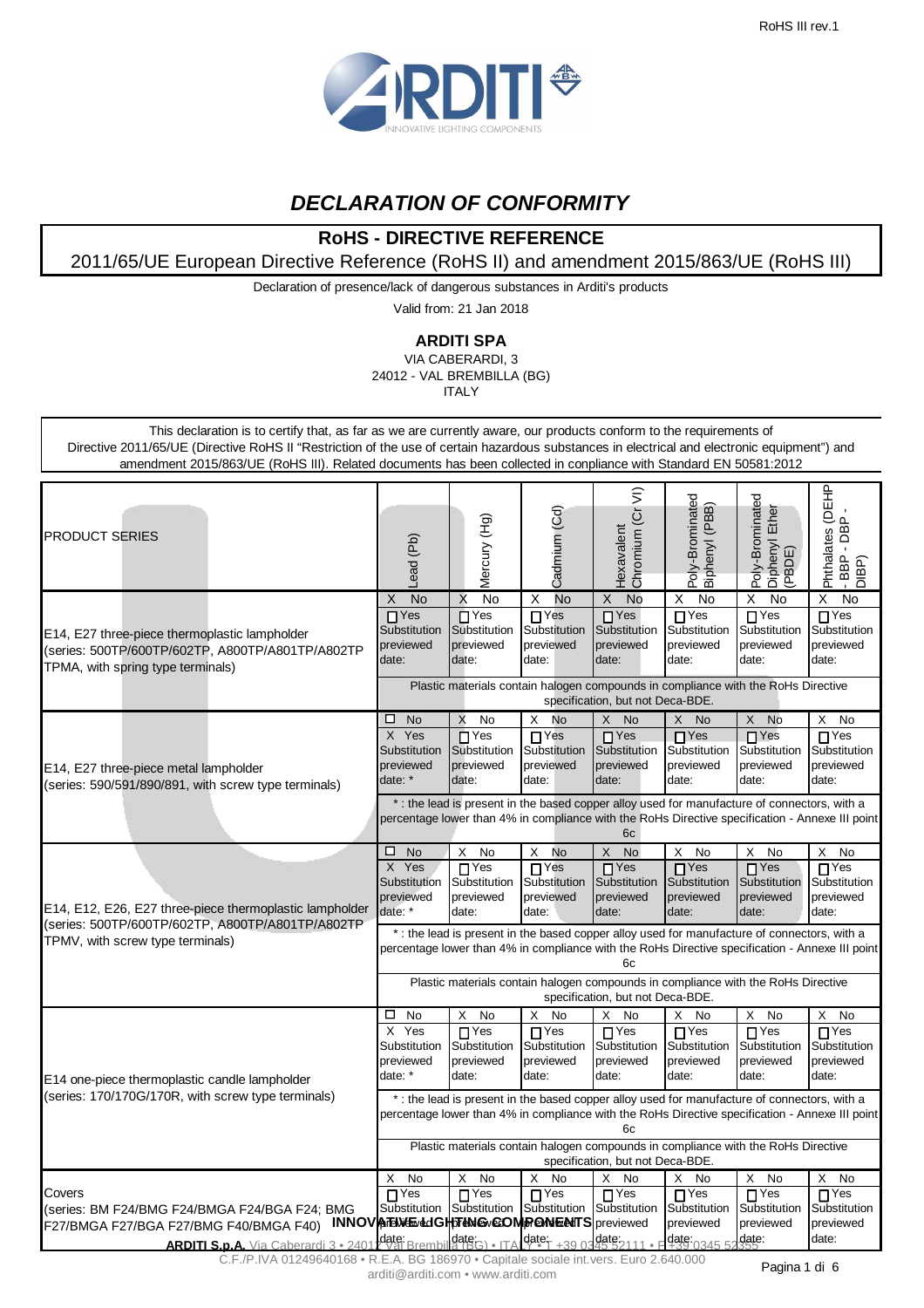# DECLARATION OF CONFORMITY

## RoHS - DIRECTIVE REFERENCE

2011/65/UE European Directive Reference (RoHS II) and amendment 2015/863/UE (RoHS III)

Declaration of presence/lack of dangerous substances in Arditi's products

Valid from: 21 Jan 2018

**ARDITI SPA**

VIA CABERARDI, 3
24012 - VAL BREMBILLA (BG)
ITALY

This declaration is to certify that, as far as we are currently aware, our products conform to the requirements of Directive 2011/65/UE (Directive RoHS II "Restriction of the use of certain hazardous substances in electrical and electronic equipment") and amendment 2015/863/UE (RoHS III). Related documents has been collected in conpliance with Standard EN 50581:2012

| PRODUCT SERIES | Lead (Pb) | Mercury (Hg) | Cadmium (Cd) | Hexavalent Chromium (Cr VI) | Poly-Brominated Biphenyl (PBB) | Poly-Brominated Diphenyl Ether (PBDE) | Phthalates (DEHP - BBP - DBP - DIBP) |
|---|---|---|---|---|---|---|---|
| E14, E27 three-piece thermoplastic lampholder (series: 500TP/600TP/602TP, A800TP/A801TP/A802TP TPMA, with spring type terminals) | X No | X No | X No | X No | X No | X No | X No |
| | ☐ Yes Substitution previewed date: | ☐ Yes Substitution previewed date: | ☐ Yes Substitution previewed date: | ☐ Yes Substitution previewed date: | ☐ Yes Substitution previewed date: | ☐ Yes Substitution previewed date: | ☐ Yes Substitution previewed date: |
| | Plastic materials contain halogen compounds in compliance with the RoHs Directive specification, but not Deca-BDE. | | | | | | |
| E14, E27 three-piece metal lampholder (series: 590/591/890/891, with screw type terminals) | ☐ No | X No | X No | X No | X No | X No | X No |
| | X Yes Substitution previewed date: * | ☐ Yes Substitution previewed date: | ☐ Yes Substitution previewed date: | ☐ Yes Substitution previewed date: | ☐ Yes Substitution previewed date: | ☐ Yes Substitution previewed date: | ☐ Yes Substitution previewed date: |
| | * : the lead is present in the based copper alloy used for manufacture of connectors, with a percentage lower than 4% in compliance with the RoHs Directive specification - Annexe III point 6c | | | | | | |
| E14, E12, E26, E27 three-piece thermoplastic lampholder (series: 500TP/600TP/602TP, A800TP/A801TP/A802TP TPMV, with screw type terminals) | ☐ No | X No | X No | X No | X No | X No | X No |
| | X Yes Substitution previewed date: * | ☐ Yes Substitution previewed date: | ☐ Yes Substitution previewed date: | ☐ Yes Substitution previewed date: | ☐ Yes Substitution previewed date: | ☐ Yes Substitution previewed date: | ☐ Yes Substitution previewed date: |
| | * : the lead is present in the based copper alloy used for manufacture of connectors, with a percentage lower than 4% in compliance with the RoHs Directive specification - Annexe III point 6c | | | | | | |
| | Plastic materials contain halogen compounds in compliance with the RoHs Directive specification, but not Deca-BDE. | | | | | | |
| E14 one-piece thermoplastic candle lampholder (series: 170/170G/170R, with screw type terminals) | ☐ No | X No | X No | X No | X No | X No | X No |
| | X Yes Substitution previewed date: * | ☐ Yes Substitution previewed date: | ☐ Yes Substitution previewed date: | ☐ Yes Substitution previewed date: | ☐ Yes Substitution previewed date: | ☐ Yes Substitution previewed date: | ☐ Yes Substitution previewed date: |
| | * : the lead is present in the based copper alloy used for manufacture of connectors, with a percentage lower than 4% in compliance with the RoHs Directive specification - Annexe III point 6c | | | | | | |
| | Plastic materials contain halogen compounds in compliance with the RoHs Directive specification, but not Deca-BDE. | | | | | | |
| Covers (series: BM F24/BMG F24/BMGA F24/BGA F24; BMG F27/BMGA F27/BGA F27/BMG F40/BMGA F40) | X No | X No | X No | X No | X No | X No | X No |
| | ☐ Yes Substitution previewed date: | ☐ Yes Substitution previewed date: | ☐ Yes Substitution previewed date: | ☐ Yes Substitution previewed date: | ☐ Yes Substitution previewed date: | ☐ Yes Substitution previewed date: | ☐ Yes Substitution previewed date: |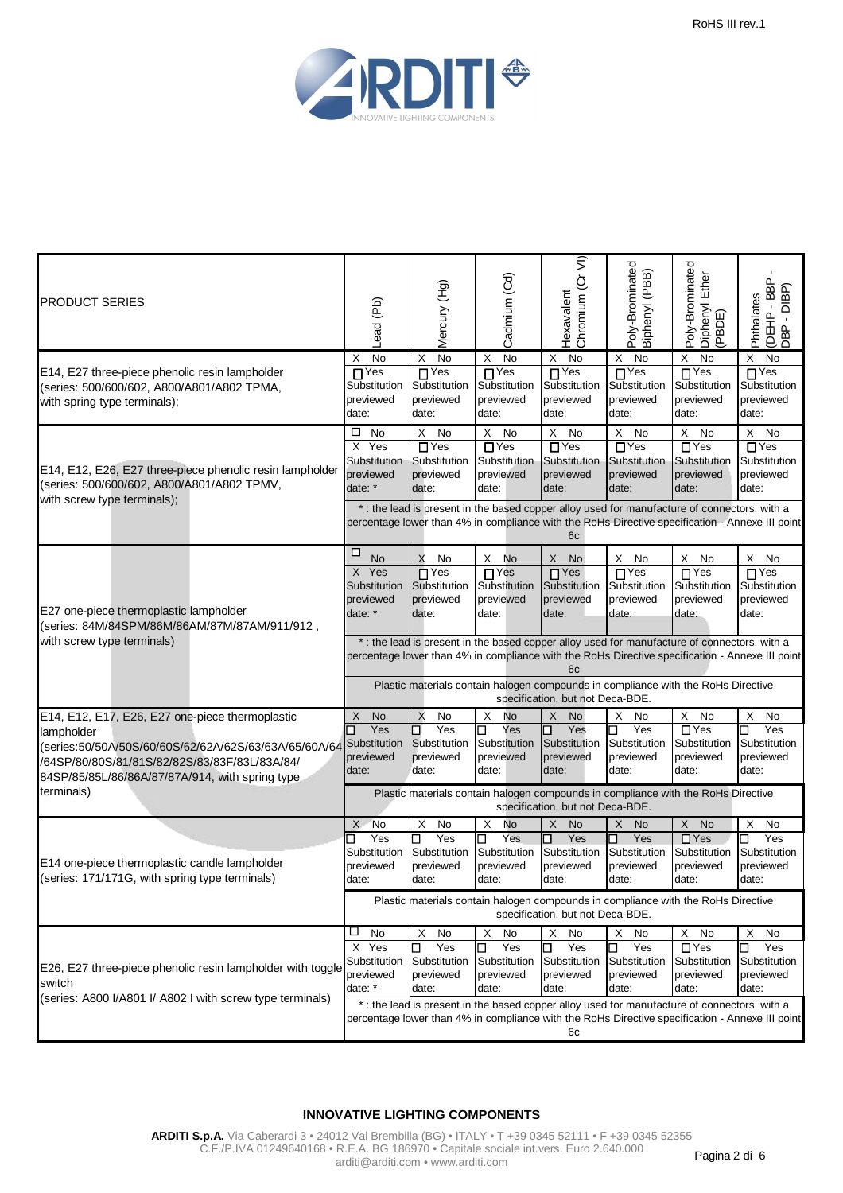| PRODUCT SERIES | Lead (Pb) | Mercury (Hg) | Cadmium (Cd) | Hexavalent Chromium (Cr VI) | Poly-Brominated Biphenyl (PBB) | Poly-Brominated Diphenyl Ether (PBDE) | Phthalates (DEHP - BBP - DBP - DIBP) |
|---|---|---|---|---|---|---|---|
| E14, E27 three-piece phenolic resin lampholder (series: 500/600/602, A800/A801/A802 TPMA, with spring type terminals); | X No ☐ Yes Substitution previewed date: | X No ☐ Yes Substitution previewed date: | X No ☐ Yes Substitution previewed date: | X No ☐ Yes Substitution previewed date: | X No ☐ Yes Substitution previewed date: | X No ☐ Yes Substitution previewed date: | X No ☐ Yes Substitution previewed date: |
| E14, E12, E26, E27 three-piece phenolic resin lampholder (series: 500/600/602, A800/A801/A802 TPMV, with screw type terminals); | ☐ No X Yes Substitution previewed date: * | X No ☐ Yes Substitution previewed date: | X No ☐ Yes Substitution previewed date: | X No ☐ Yes Substitution previewed date: | X No ☐ Yes Substitution previewed date: | X No ☐ Yes Substitution previewed date: | X No ☐ Yes Substitution previewed date: |
| | *: the lead is present in the based copper alloy used for manufacture of connectors, with a percentage lower than 4% in compliance with the RoHs Directive specification - Annexe III point 6c | | | | | | |
| E27 one-piece thermoplastic lampholder (series: 84M/84SPM/86M/86AM/87M/87AM/911/912, with screw type terminals) | ☐ No X Yes Substitution previewed date: * | X No ☐ Yes Substitution previewed date: | X No ☐ Yes Substitution previewed date: | X No ☐ Yes Substitution previewed date: | X No ☐ Yes Substitution previewed date: | X No ☐ Yes Substitution previewed date: | X No ☐ Yes Substitution previewed date: |
| | *: the lead is present in the based copper alloy used for manufacture of connectors, with a percentage lower than 4% in compliance with the RoHs Directive specification - Annexe III point 6c | | | | | | |
| | Plastic materials contain halogen compounds in compliance with the RoHs Directive specification, but not Deca-BDE. | | | | | | |
| E14, E12, E17, E26, E27 one-piece thermoplastic lampholder (series:50/50A/50S/60/60S/62/62A/62S/63/63A/65/60A/64/64SP/80/80S/81/81S/82/82S/83/83F/83L/83A/84/84SP/85/85L/86/86A/87/87A/914, with spring type terminals) | X No ☐ Yes Substitution previewed date: | X No ☐ Yes Substitution previewed date: | X No ☐ Yes Substitution previewed date: | X No ☐ Yes Substitution previewed date: | X No ☐ Yes Substitution previewed date: | X No ☐ Yes Substitution previewed date: | X No ☐ Yes Substitution previewed date: |
| | Plastic materials contain halogen compounds in compliance with the RoHs Directive specification, but not Deca-BDE. | | | | | | |
| E14 one-piece thermoplastic candle lampholder (series: 171/171G, with spring type terminals) | X No ☐ Yes Substitution previewed date: | X No ☐ Yes Substitution previewed date: | X No ☐ Yes Substitution previewed date: | X No ☐ Yes Substitution previewed date: | X No ☐ Yes Substitution previewed date: | X No ☐ Yes Substitution previewed date: | X No ☐ Yes Substitution previewed date: |
| | Plastic materials contain halogen compounds in compliance with the RoHs Directive specification, but not Deca-BDE. | | | | | | |
| E26, E27 three-piece phenolic resin lampholder with toggle switch (series: A800 I/A801 I/ A802 I with screw type terminals) | ☐ No X Yes Substitution previewed date: * | X No ☐ Yes Substitution previewed date: | X No ☐ Yes Substitution previewed date: | X No ☐ Yes Substitution previewed date: | X No ☐ Yes Substitution previewed date: | X No ☐ Yes Substitution previewed date: | X No ☐ Yes Substitution previewed date: |
| | *: the lead is present in the based copper alloy used for manufacture of connectors, with a percentage lower than 4% in compliance with the RoHs Directive specification - Annexe III point 6c | | | | | | |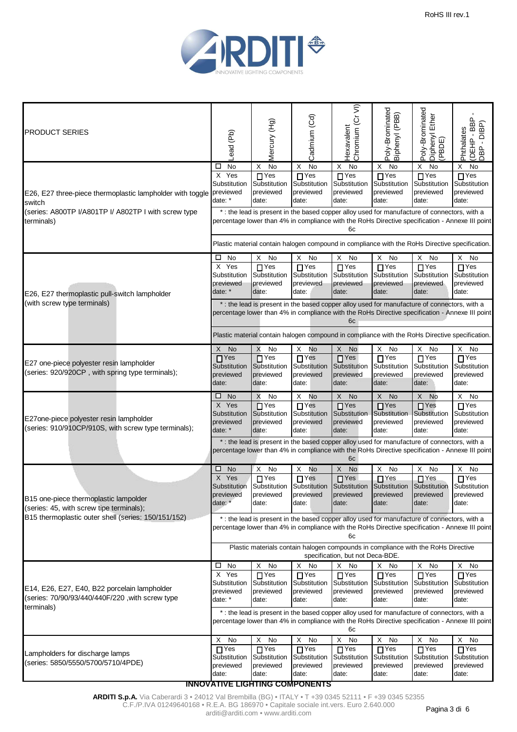| PRODUCT SERIES | Lead (Pb) | Mercury (Hg) | Cadmium (Cd) | Hexavalent Chromium (Cr VI) | Poly-Brominated Biphenyl (PBB) | Poly-Brominated Diphenyl Ether (PBDE) | Phthalates (DEHP - BBP - DBP - DIBP) |
|---|---|---|---|---|---|---|---|
| E26, E27 three-piece thermoplastic lampholder with toggle switch (series: A800TP I/A801TP I/ A802TP I with screw type terminals) | ☐ No<br>X Yes<br>Substitution previewed date: * | X No<br>☐ Yes<br>Substitution previewed date: | X No<br>☐ Yes<br>Substitution previewed date: | X No<br>☐ Yes<br>Substitution previewed date: | X No<br>☐ Yes<br>Substitution previewed date: | X No<br>☐ Yes<br>Substitution previewed date: | X No<br>☐ Yes<br>Substitution previewed date: |
| | * : the lead is present in the based copper alloy used for manufacture of connectors, with a percentage lower than 4% in compliance with the RoHs Directive specification - Annexe III point 6c | | | | | | |
| | Plastic material contain halogen compound in compliance with the RoHs Directive specification. | | | | | | |
| E26, E27 thermoplastic pull-switch lampholder (with screw type terminals) | ☐ No<br>X Yes<br>Substitution previewed date: * | X No<br>☐ Yes<br>Substitution previewed date: | X No<br>☐ Yes<br>Substitution previewed date: | X No<br>☐ Yes<br>Substitution previewed date: | X No<br>☐ Yes<br>Substitution previewed date: | X No<br>☐ Yes<br>Substitution previewed date: | X No<br>☐ Yes<br>Substitution previewed date: |
| | * : the lead is present in the based copper alloy used for manufacture of connectors, with a percentage lower than 4% in compliance with the RoHs Directive specification - Annexe III point 6c | | | | | | |
| | Plastic material contain halogen compound in compliance with the RoHs Directive specification. | | | | | | |
| E27 one-piece polyester resin lampholder (series: 920/920CP , with spring type terminals); | X No<br>☐ Yes<br>Substitution previewed date: | X No<br>☐ Yes<br>Substitution previewed date: | X No<br>☐ Yes<br>Substitution previewed date: | X No<br>☐ Yes<br>Substitution previewed date: | X No<br>☐ Yes<br>Substitution previewed date: | X No<br>☐ Yes<br>Substitution previewed date: | X No<br>☐ Yes<br>Substitution previewed date: |
| E27one-piece polyester resin lampholder (series: 910/910CP/910S, with screw type terminals); | ☐ No<br>X Yes<br>Substitution previewed date: * | X No<br>☐ Yes<br>Substitution previewed date: | X No<br>☐ Yes<br>Substitution previewed date: | X No<br>☐ Yes<br>Substitution previewed date: | X No<br>☐ Yes<br>Substitution previewed date: | X No<br>☐ Yes<br>Substitution previewed date: | X No<br>☐ Yes<br>Substitution previewed date: |
| | * : the lead is present in the based copper alloy used for manufacture of connectors, with a percentage lower than 4% in compliance with the RoHs Directive specification - Annexe III point 6c | | | | | | |
| B15 one-piece thermoplastic lampolder (series: 45, with screw tipe terminals);<br>B15 thermoplastic outer shell (series: 150/151/152) | ☐ No<br>X Yes<br>Substitution previewed date: * | X No<br>☐ Yes<br>Substitution previewed date: | X No<br>☐ Yes<br>Substitution previewed date: | X No<br>☐ Yes<br>Substitution previewed date: | X No<br>☐ Yes<br>Substitution previewed date: | X No<br>☐ Yes<br>Substitution previewed date: | X No<br>☐ Yes<br>Substitution previewed date: |
| | * : the lead is present in the based copper alloy used for manufacture of connectors, with a percentage lower than 4% in compliance with the RoHs Directive specification - Annexe III point 6c | | | | | | |
| | Plastic materials contain halogen compounds in compliance with the RoHs Directive specification, but not Deca-BDE. | | | | | | |
| E14, E26, E27, E40, B22 porcelain lampholder (series: 70/90/93/440/440F/220 ,with screw type terminals) | ☐ No<br>X Yes<br>Substitution previewed date: * | X No<br>☐ Yes<br>Substitution previewed date: | X No<br>☐ Yes<br>Substitution previewed date: | X No<br>☐ Yes<br>Substitution previewed date: | X No<br>☐ Yes<br>Substitution previewed date: | X No<br>☐ Yes<br>Substitution previewed date: | X No<br>☐ Yes<br>Substitution previewed date: |
| | * : the lead is present in the based copper alloy used for manufacture of connectors, with a percentage lower than 4% in compliance with the RoHs Directive specification - Annexe III point 6c | | | | | | |
| Lampholders for discharge lamps (series: 5850/5550/5700/5710/4PDE) | X No<br>☐ Yes<br>Substitution previewed date: | X No<br>☐ Yes<br>Substitution previewed date: | X No<br>☐ Yes<br>Substitution previewed date: | X No<br>☐ Yes<br>Substitution previewed date: | X No<br>☐ Yes<br>Substitution previewed date: | X No<br>☐ Yes<br>Substitution previewed date: | X No<br>☐ Yes<br>Substitution previewed date: |

**INNOVATIVE LIGHTING COMPONENTS**

**ARDITI S.p.A.** Via Caberardi 3 • 24012 Val Brembilla (BG) • ITALY • T +39 0345 52111 • F +39 0345 52355
C.F./P.IVA 01249640168 • R.E.A. BG 186970 • Capitale sociale int.vers. Euro 2.640.000
arditi@arditi.com • www.arditi.com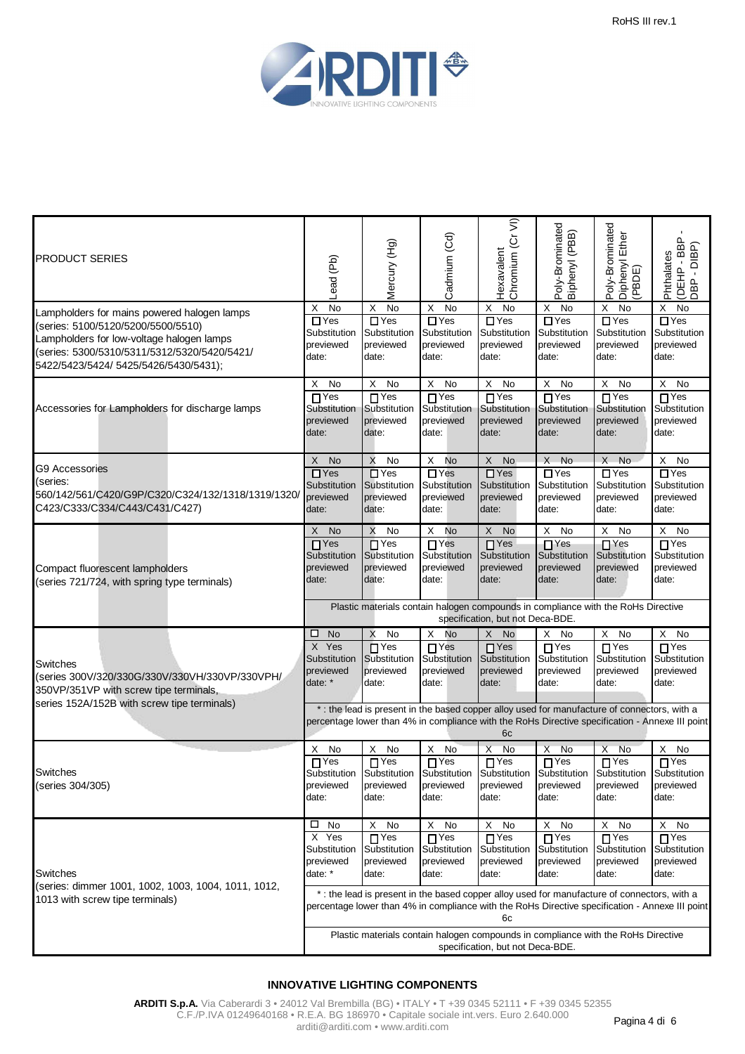| PRODUCT SERIES | Lead (Pb) | Mercury (Hg) | Cadmium (Cd) | Hexavalent Chromium (Cr VI) | Poly-Brominated Biphenyl (PBB) | Poly-Brominated Diphenyl Ether (PBDE) | Phthalates (DEHP - BBP - DBP - DIBP) |
|---|---|---|---|---|---|---|---|
| Lampholders for mains powered halogen lamps (series: 5100/5120/5200/5500/5510) Lampholders for low-voltage halogen lamps (series: 5300/5310/5311/5312/5320/5420/5421/ 5422/5423/5424/ 5425/5426/5430/5431); | X No ☐ Yes Substitution previewed date: | X No ☐ Yes Substitution previewed date: | X No ☐ Yes Substitution previewed date: | X No ☐ Yes Substitution previewed date: | X No ☐ Yes Substitution previewed date: | X No ☐ Yes Substitution previewed date: | X No ☐ Yes Substitution previewed date: |
| Accessories for Lampholders for discharge lamps | X No ☐ Yes Substitution previewed date: | X No ☐ Yes Substitution previewed date: | X No ☐ Yes Substitution previewed date: | X No ☐ Yes Substitution previewed date: | X No ☐ Yes Substitution previewed date: | X No ☐ Yes Substitution previewed date: | X No ☐ Yes Substitution previewed date: |
| G9 Accessories (series: 560/142/561/C420/G9P/C320/C324/132/1318/1319/1320/ C423/C333/C334/C443/C431/C427) | X No ☐ Yes Substitution previewed date: | X No ☐ Yes Substitution previewed date: | X No ☐ Yes Substitution previewed date: | X No ☐ Yes Substitution previewed date: | X No ☐ Yes Substitution previewed date: | X No ☐ Yes Substitution previewed date: | X No ☐ Yes Substitution previewed date: |
| Compact fluorescent lampholders (series 721/724, with spring type terminals) | X No ☐ Yes Substitution previewed date: | X No ☐ Yes Substitution previewed date: | X No ☐ Yes Substitution previewed date: | X No ☐ Yes Substitution previewed date: | X No ☐ Yes Substitution previewed date: | X No ☐ Yes Substitution previewed date: | X No ☐ Yes Substitution previewed date: |
| | Plastic materials contain halogen compounds in compliance with the RoHs Directive specification, but not Deca-BDE. | | | | | | |
| Switches (series 300V/320/330G/330V/330VH/330VP/330VPH/ 350VP/351VP with screw tipe terminals, series 152A/152B with screw tipe terminals) | ☐ No X Yes Substitution previewed date: * | X No ☐ Yes Substitution previewed date: | X No ☐ Yes Substitution previewed date: | X No ☐ Yes Substitution previewed date: | X No ☐ Yes Substitution previewed date: | X No ☐ Yes Substitution previewed date: | X No ☐ Yes Substitution previewed date: |
| | * : the lead is present in the based copper alloy used for manufacture of connectors, with a percentage lower than 4% in compliance with the RoHs Directive specification - Annexe III point 6c | | | | | | |
| Switches (series 304/305) | X No ☐ Yes Substitution previewed date: | X No ☐ Yes Substitution previewed date: | X No ☐ Yes Substitution previewed date: | X No ☐ Yes Substitution previewed date: | X No ☐ Yes Substitution previewed date: | X No ☐ Yes Substitution previewed date: | X No ☐ Yes Substitution previewed date: |
| Switches (series: dimmer 1001, 1002, 1003, 1004, 1011, 1012, 1013 with screw tipe terminals) | ☐ No X Yes Substitution previewed date: * | X No ☐ Yes Substitution previewed date: | X No ☐ Yes Substitution previewed date: | X No ☐ Yes Substitution previewed date: | X No ☐ Yes Substitution previewed date: | X No ☐ Yes Substitution previewed date: | X No ☐ Yes Substitution previewed date: |
| | * : the lead is present in the based copper alloy used for manufacture of connectors, with a percentage lower than 4% in compliance with the RoHs Directive specification - Annexe III point 6c | | | | | | |
| | Plastic materials contain halogen compounds in compliance with the RoHs Directive specification, but not Deca-BDE. | | | | | | |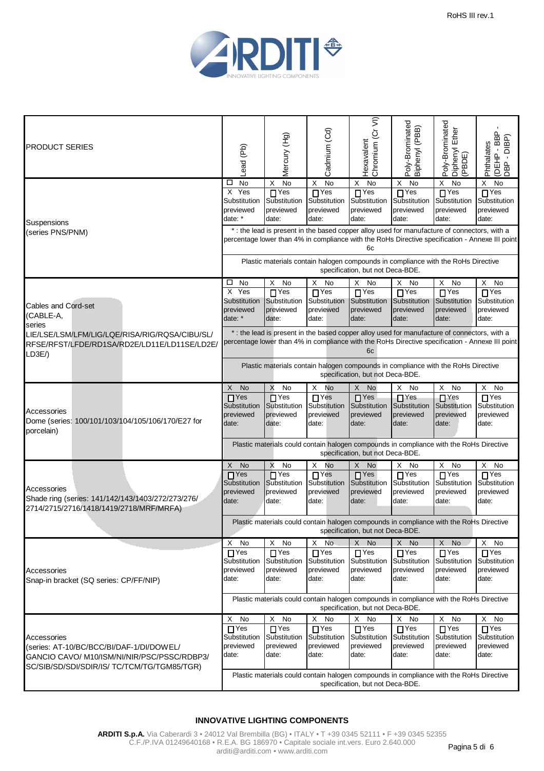| PRODUCT SERIES | Lead (Pb) | Mercury (Hg) | Cadmium (Cd) | Hexavalent Chromium (Cr VI) | Poly-Brominated Biphenyl (PBB) | Poly-Brominated Diphenyl Ether (PBDE) | Phthalates (DEHP - BBP - DBP - DIBP) |
|---|---|---|---|---|---|---|---|
| Suspensions (series PNS/PNM) | ☐ No<br>X Yes<br>Substitution previewed date: * | X No<br>☐ Yes<br>Substitution previewed date: | X No<br>☐ Yes<br>Substitution previewed date: | X No<br>☐ Yes<br>Substitution previewed date: | X No<br>☐ Yes<br>Substitution previewed date: | X No<br>☐ Yes<br>Substitution previewed date: | X No<br>☐ Yes<br>Substitution previewed date: |
| | * : the lead is present in the based copper alloy used for manufacture of connectors, with a percentage lower than 4% in compliance with the RoHs Directive specification - Annexe III point 6c | | | | | | |
| | Plastic materials contain halogen compounds in compliance with the RoHs Directive specification, but not Deca-BDE. | | | | | | |
| Cables and Cord-set (CABLE-A, series LIE/LSE/LSM/LFM/LIG/LQE/RISA/RIG/RQSA/CIBU/SL/RFSE/RFST/LFDE/RD1SA/RD2E/LD11E/LD11SE/LD2E/LD3E/) | ☐ No<br>X Yes<br>Substitution previewed date: * | X No<br>☐ Yes<br>Substitution previewed date: | X No<br>☐ Yes<br>Substitution previewed date: | X No<br>☐ Yes<br>Substitution previewed date: | X No<br>☐ Yes<br>Substitution previewed date: | X No<br>☐ Yes<br>Substitution previewed date: | X No<br>☐ Yes<br>Substitution previewed date: |
| | * : the lead is present in the based copper alloy used for manufacture of connectors, with a percentage lower than 4% in compliance with the RoHs Directive specification - Annexe III point 6c | | | | | | |
| | Plastic materials contain halogen compounds in compliance with the RoHs Directive specification, but not Deca-BDE. | | | | | | |
| Accessories<br>Dome (series: 100/101/103/104/105/106/170/E27 for porcelain) | X No<br>☐ Yes<br>Substitution previewed date: | X No<br>☐ Yes<br>Substitution previewed date: | X No<br>☐ Yes<br>Substitution previewed date: | X No<br>☐ Yes<br>Substitution previewed date: | X No<br>☐ Yes<br>Substitution previewed date: | X No<br>☐ Yes<br>Substitution previewed date: | X No<br>☐ Yes<br>Substitution previewed date: |
| | Plastic materials could contain halogen compounds in compliance with the RoHs Directive specification, but not Deca-BDE. | | | | | | |
| Accessories<br>Shade ring (series: 141/142/143/1403/272/273/276/2714/2715/2716/1418/1419/2718/MRF/MRFA) | X No<br>☐ Yes<br>Substitution previewed date: | X No<br>☐ Yes<br>Substitution previewed date: | X No<br>☐ Yes<br>Substitution previewed date: | X No<br>☐ Yes<br>Substitution previewed date: | X No<br>☐ Yes<br>Substitution previewed date: | X No<br>☐ Yes<br>Substitution previewed date: | X No<br>☐ Yes<br>Substitution previewed date: |
| | Plastic materials could contain halogen compounds in compliance with the RoHs Directive specification, but not Deca-BDE. | | | | | | |
| Accessories<br>Snap-in bracket (SQ series: CP/FF/NIP) | X No<br>☐ Yes<br>Substitution previewed date: | X No<br>☐ Yes<br>Substitution previewed date: | X No<br>☐ Yes<br>Substitution previewed date: | X No<br>☐ Yes<br>Substitution previewed date: | X No<br>☐ Yes<br>Substitution previewed date: | X No<br>☐ Yes<br>Substitution previewed date: | X No<br>☐ Yes<br>Substitution previewed date: |
| | Plastic materials could contain halogen compounds in compliance with the RoHs Directive specification, but not Deca-BDE. | | | | | | |
| Accessories<br>(series: AT-10/BC/BCC/BI/DAF-1/DI/DOWEL/GANCIO CAVO/ M10/ISM/NI/NIR/PSC/PSSC/RDBP3/SC/SIB/SD/SDI/SDIR/IS/ TC/TCM/TG/TGM85/TGR) | X No<br>☐ Yes<br>Substitution previewed date: | X No<br>☐ Yes<br>Substitution previewed date: | X No<br>☐ Yes<br>Substitution previewed date: | X No<br>☐ Yes<br>Substitution previewed date: | X No<br>☐ Yes<br>Substitution previewed date: | X No<br>☐ Yes<br>Substitution previewed date: | X No<br>☐ Yes<br>Substitution previewed date: |
| | Plastic materials could contain halogen compounds in compliance with the RoHs Directive specification, but not Deca-BDE. | | | | | | |

**INNOVATIVE LIGHTING COMPONENTS**

**ARDITI S.p.A.** Via Caberardi 3 • 24012 Val Brembilla (BG) • ITALY • T +39 0345 52111 • F +39 0345 52355
C.F./P.IVA 01249640168 • R.E.A. BG 186970 • Capitale sociale int.vers. Euro 2.640.000
arditi@arditi.com • www.arditi.com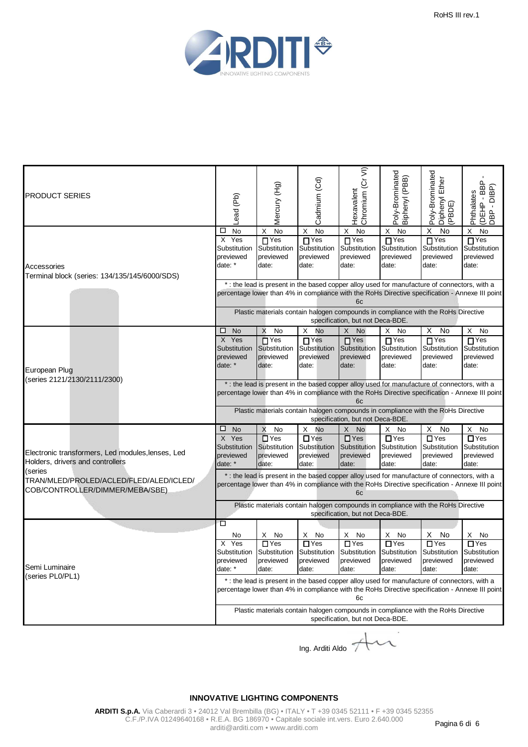| PRODUCT SERIES | Lead (Pb) | Mercury (Hg) | Cadmium (Cd) | Hexavalent Chromium (Cr VI) | Poly-Brominated Biphenyl (PBB) | Poly-Brominated Diphenyl Ether (PBDE) | Phthalates (DEHP - BBP - DBP - DIBP) |
|---|---|---|---|---|---|---|---|
| Accessories<br>Terminal block (series: 134/135/145/6000/SDS) | ☐ No<br>X Yes<br>Substitution previewed date: * | X No<br>☐ Yes<br>Substitution previewed date: | X No<br>☐ Yes<br>Substitution previewed date: | X No<br>☐ Yes<br>Substitution previewed date: | X No<br>☐ Yes<br>Substitution previewed date: | X No<br>☐ Yes<br>Substitution previewed date: | X No<br>☐ Yes<br>Substitution previewed date: |
| | * : the lead is present in the based copper alloy used for manufacture of connectors, with a percentage lower than 4% in compliance with the RoHs Directive specification - Annexe III point 6c | | | | | | |
| | Plastic materials contain halogen compounds in compliance with the RoHs Directive specification, but not Deca-BDE. | | | | | | |
| European Plug<br>(series 2121/2130/2111/2300) | ☐ No<br>X Yes<br>Substitution previewed date: * | X No<br>☐ Yes<br>Substitution previewed date: | X No<br>☐ Yes<br>Substitution previewed date: | X No<br>☐ Yes<br>Substitution previewed date: | X No<br>☐ Yes<br>Substitution previewed date: | X No<br>☐ Yes<br>Substitution previewed date: | X No<br>☐ Yes<br>Substitution previewed date: |
| | * : the lead is present in the based copper alloy used for manufacture of connectors, with a percentage lower than 4% in compliance with the RoHs Directive specification - Annexe III point 6c | | | | | | |
| | Plastic materials contain halogen compounds in compliance with the RoHs Directive specification, but not Deca-BDE. | | | | | | |
| Electronic transformers, Led modules, lenses, Led Holders, drivers and controllers<br>(series TRAN/MLED/PROLED/ACLED/FLED/ALED/ICLED/COB/CONTROLLER/DIMMER/MEBA/SBE) | ☐ No<br>X Yes<br>Substitution previewed date: * | X No<br>☐ Yes<br>Substitution previewed date: | X No<br>☐ Yes<br>Substitution previewed date: | X No<br>☐ Yes<br>Substitution previewed date: | X No<br>☐ Yes<br>Substitution previewed date: | X No<br>☐ Yes<br>Substitution previewed date: | X No<br>☐ Yes<br>Substitution previewed date: |
| | * : the lead is present in the based copper alloy used for manufacture of connectors, with a percentage lower than 4% in compliance with the RoHs Directive specification - Annexe III point 6c | | | | | | |
| | Plastic materials contain halogen compounds in compliance with the RoHs Directive specification, but not Deca-BDE. | | | | | | |
| Semi Luminaire<br>(series PL0/PL1) | ☐ No<br>X Yes<br>Substitution previewed date: * | X No<br>☐ Yes<br>Substitution previewed date: | X No<br>☐ Yes<br>Substitution previewed date: | X No<br>☐ Yes<br>Substitution previewed date: | X No<br>☐ Yes<br>Substitution previewed date: | X No<br>☐ Yes<br>Substitution previewed date: | X No<br>☐ Yes<br>Substitution previewed date: |
| | * : the lead is present in the based copper alloy used for manufacture of connectors, with a percentage lower than 4% in compliance with the RoHs Directive specification - Annexe III point 6c | | | | | | |
| | Plastic materials contain halogen compounds in compliance with the RoHs Directive specification, but not Deca-BDE. | | | | | | |

Ing. Arditi Aldo

**INNOVATIVE LIGHTING COMPONENTS**

**ARDITI S.p.A.** Via Caberardi 3 • 24012 Val Brembilla (BG) • ITALY • T +39 0345 52111 • F +39 0345 52355
C.F./P.IVA 01249640168 • R.E.A. BG 186970 • Capitale sociale int.vers. Euro 2.640.000
arditi@arditi.com • www.arditi.com